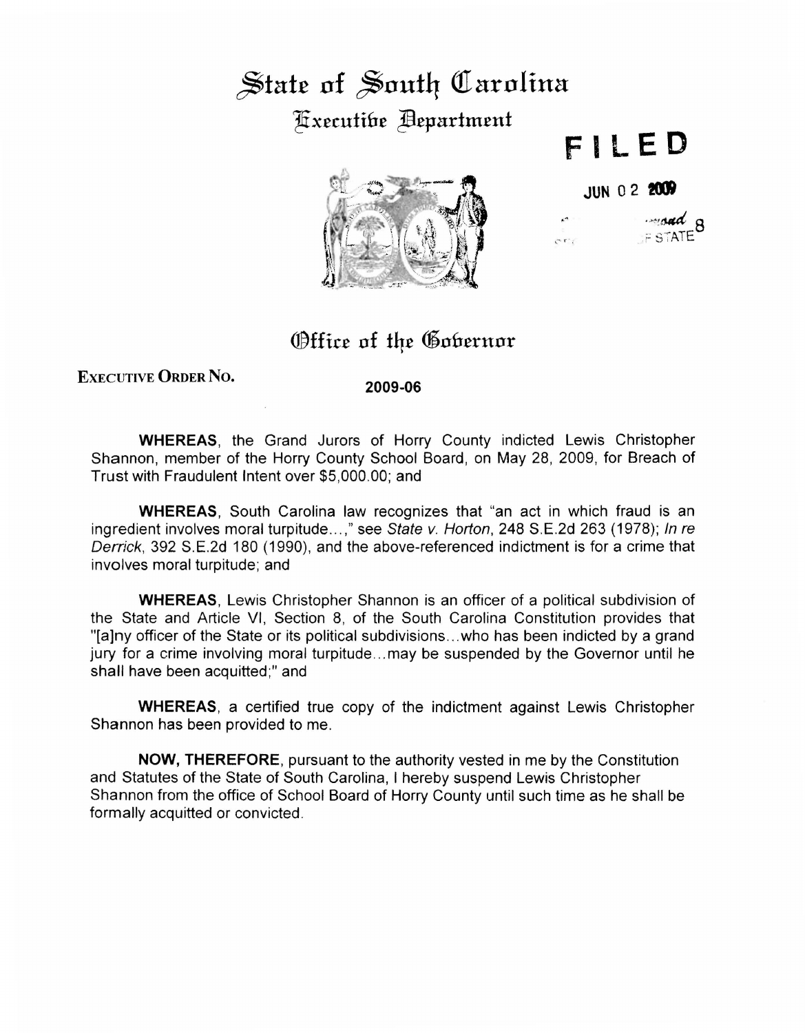# State of South Carolina

## Executive Department

**FILED**

JUN 02 2009

8
OF STATE

## Office of the Governor

**EXECUTIVE ORDER NO.** **2009-06**

**WHEREAS**, the Grand Jurors of Horry County indicted Lewis Christopher Shannon, member of the Horry County School Board, on May 28, 2009, for Breach of Trust with Fraudulent Intent over $5,000.00; and

**WHEREAS**, South Carolina law recognizes that "an act in which fraud is an ingredient involves moral turpitude...," see *State v. Horton*, 248 S.E.2d 263 (1978); *In re Derrick*, 392 S.E.2d 180 (1990), and the above-referenced indictment is for a crime that involves moral turpitude; and

**WHEREAS**, Lewis Christopher Shannon is an officer of a political subdivision of the State and Article VI, Section 8, of the South Carolina Constitution provides that "[a]ny officer of the State or its political subdivisions...who has been indicted by a grand jury for a crime involving moral turpitude...may be suspended by the Governor until he shall have been acquitted;" and

**WHEREAS**, a certified true copy of the indictment against Lewis Christopher Shannon has been provided to me.

**NOW, THEREFORE**, pursuant to the authority vested in me by the Constitution and Statutes of the State of South Carolina, I hereby suspend Lewis Christopher Shannon from the office of School Board of Horry County until such time as he shall be formally acquitted or convicted.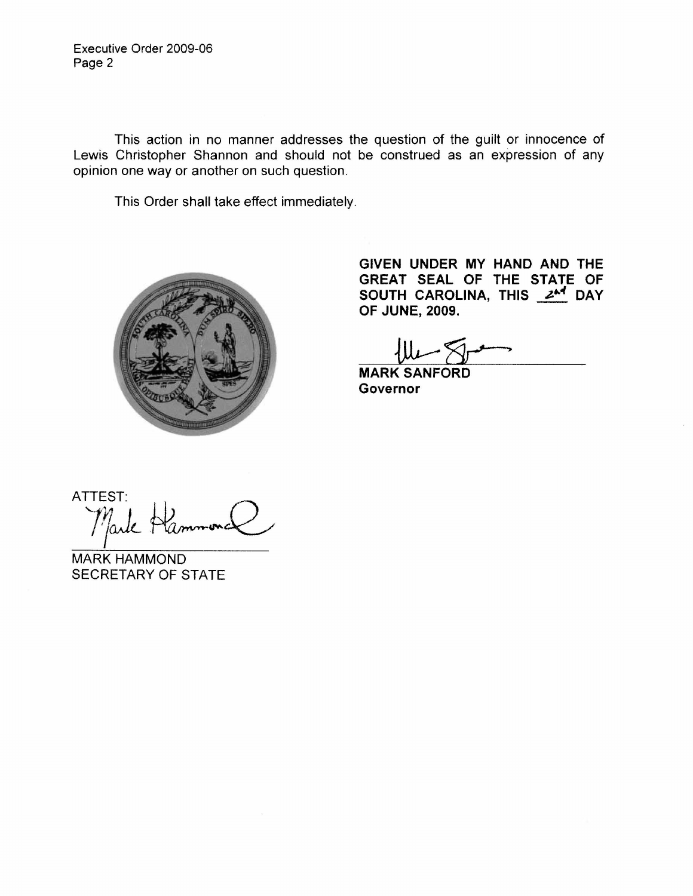This action in no manner addresses the question of the guilt or innocence of Lewis Christopher Shannon and should not be construed as an expression of any opinion one way or another on such question.

This Order shall take effect immediately.

**GIVEN UNDER MY HAND AND THE GREAT SEAL OF THE STATE OF SOUTH CAROLINA, THIS 2nd DAY OF JUNE, 2009.**

**MARK SANFORD**
**Governor**

ATTEST:

MARK HAMMOND
SECRETARY OF STATE